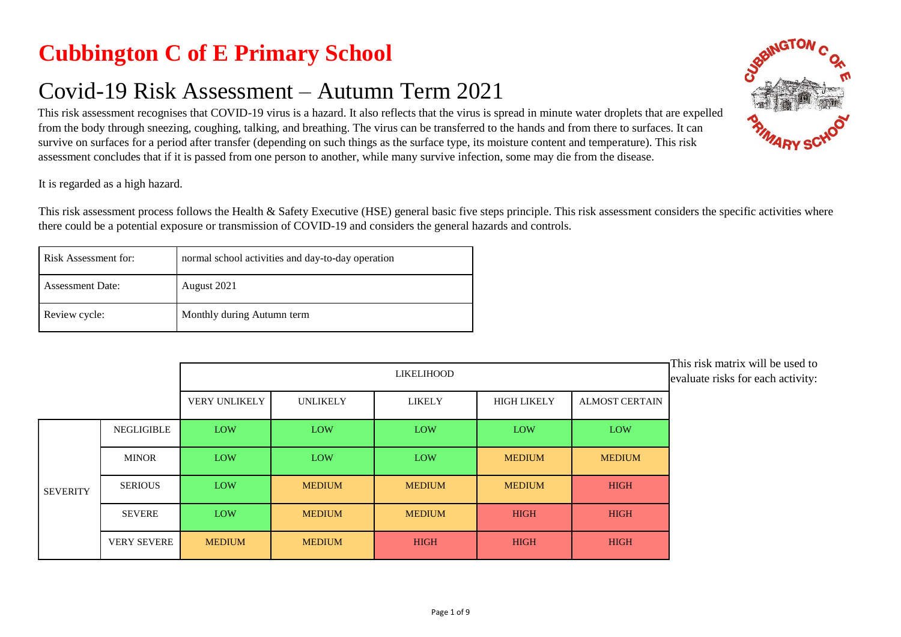# Cubbington C of E Primary School

## Covid-19 Risk Assessment – Autumn Term 2021

This risk assessment recognises that COVID-19 virus is a hazard. It also reflects that the virus is spread in minute water droplets that are expelled from the body through sneezing, coughing, talking, and breathing. The virus can be transferred to the hands and from there to surfaces. It can survive on surfaces for a period after transfer (depending on such things as the surface type, its moisture content and temperature). This risk assessment concludes that if it is passed from one person to another, while many survive infection, some may die from the disease.

It is regarded as a high hazard.

This risk assessment process follows the Health & Safety Executive (HSE) general basic five steps principle. This risk assessment considers the specific activities where there could be a potential exposure or transmission of COVID-19 and considers the general hazards and controls.

| Risk Assessment for: | normal school activities and day-to-day operation |
|---|---|
| Assessment Date: | August 2021 |
| Review cycle: | Monthly during Autumn term |

This risk matrix will be used to evaluate risks for each activity:

| | | LIKELIHOOD | | | | |
|---|---|---|---|---|---|---|
| | | VERY UNLIKELY | UNLIKELY | LIKELY | HIGH LIKELY | ALMOST CERTAIN |
| SEVERITY | NEGLIGIBLE | LOW | LOW | LOW | LOW | LOW |
| | MINOR | LOW | LOW | LOW | MEDIUM | MEDIUM |
| | SERIOUS | LOW | MEDIUM | MEDIUM | MEDIUM | HIGH |
| | SEVERE | LOW | MEDIUM | MEDIUM | HIGH | HIGH |
| | VERY SEVERE | MEDIUM | MEDIUM | HIGH | HIGH | HIGH |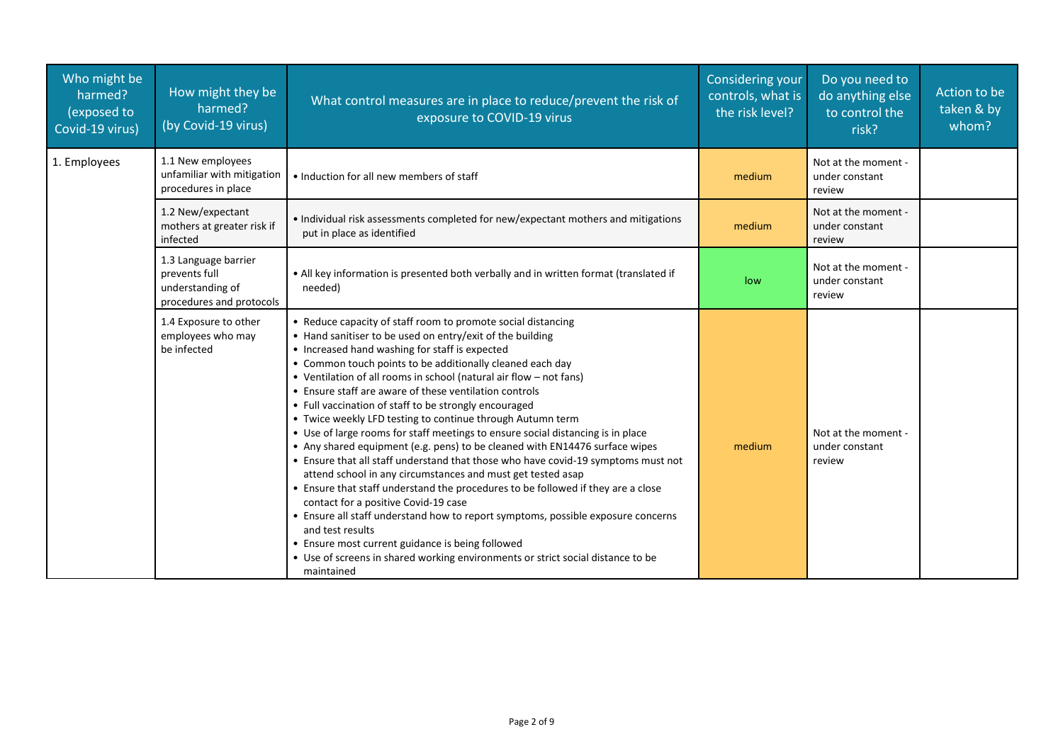| Who might be harmed? (exposed to Covid-19 virus) | How might they be harmed? (by Covid-19 virus) | What control measures are in place to reduce/prevent the risk of exposure to COVID-19 virus | Considering your controls, what is the risk level? | Do you need to do anything else to control the risk? | Action to be taken & by whom? |
|---|---|---|---|---|---|
| 1. Employees | 1.1 New employees unfamiliar with mitigation procedures in place | • Induction for all new members of staff | medium | Not at the moment - under constant review | |
| | 1.2 New/expectant mothers at greater risk if infected | • Individual risk assessments completed for new/expectant mothers and mitigations put in place as identified | medium | Not at the moment - under constant review | |
| | 1.3 Language barrier prevents full understanding of procedures and protocols | • All key information is presented both verbally and in written format (translated if needed) | low | Not at the moment - under constant review | |
| | 1.4 Exposure to other employees who may be infected | • Reduce capacity of staff room to promote social distancing<br>• Hand sanitiser to be used on entry/exit of the building<br>• Increased hand washing for staff is expected<br>• Common touch points to be additionally cleaned each day<br>• Ventilation of all rooms in school (natural air flow – not fans)<br>• Ensure staff are aware of these ventilation controls<br>• Full vaccination of staff to be strongly encouraged<br>• Twice weekly LFD testing to continue through Autumn term<br>• Use of large rooms for staff meetings to ensure social distancing is in place<br>• Any shared equipment (e.g. pens) to be cleaned with EN14476 surface wipes<br>• Ensure that all staff understand that those who have covid-19 symptoms must not attend school in any circumstances and must get tested asap<br>• Ensure that staff understand the procedures to be followed if they are a close contact for a positive Covid-19 case<br>• Ensure all staff understand how to report symptoms, possible exposure concerns and test results<br>• Ensure most current guidance is being followed<br>• Use of screens in shared working environments or strict social distance to be maintained | medium | Not at the moment - under constant review | |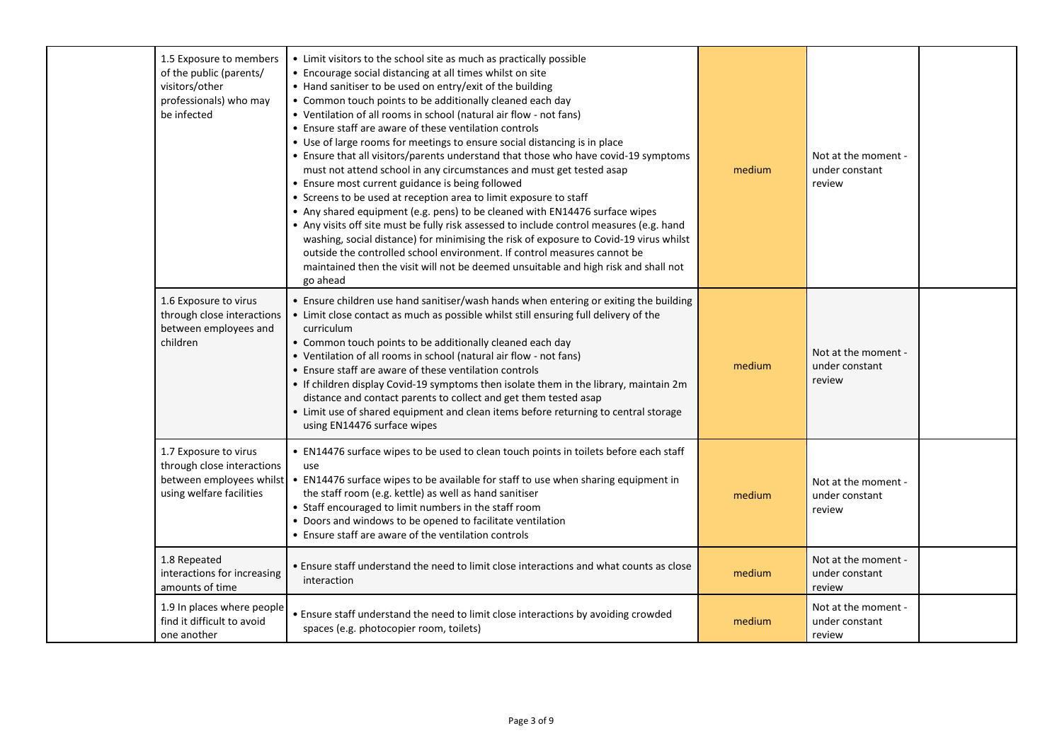| | | | | | |
|---|---|---|---|---|---|
| | 1.5 Exposure to members of the public (parents/ visitors/other professionals) who may be infected | • Limit visitors to the school site as much as practically possible<br>• Encourage social distancing at all times whilst on site<br>• Hand sanitiser to be used on entry/exit of the building<br>• Common touch points to be additionally cleaned each day<br>• Ventilation of all rooms in school (natural air flow - not fans)<br>• Ensure staff are aware of these ventilation controls<br>• Use of large rooms for meetings to ensure social distancing is in place<br>• Ensure that all visitors/parents understand that those who have covid-19 symptoms must not attend school in any circumstances and must get tested asap<br>• Ensure most current guidance is being followed<br>• Screens to be used at reception area to limit exposure to staff<br>• Any shared equipment (e.g. pens) to be cleaned with EN14476 surface wipes<br>• Any visits off site must be fully risk assessed to include control measures (e.g. hand washing, social distance) for minimising the risk of exposure to Covid-19 virus whilst outside the controlled school environment. If control measures cannot be maintained then the visit will not be deemed unsuitable and high risk and shall not go ahead | medium | Not at the moment - under constant review | |
| | 1.6 Exposure to virus through close interactions between employees and children | • Ensure children use hand sanitiser/wash hands when entering or exiting the building<br>• Limit close contact as much as possible whilst still ensuring full delivery of the curriculum<br>• Common touch points to be additionally cleaned each day<br>• Ventilation of all rooms in school (natural air flow - not fans)<br>• Ensure staff are aware of these ventilation controls<br>• If children display Covid-19 symptoms then isolate them in the library, maintain 2m distance and contact parents to collect and get them tested asap<br>• Limit use of shared equipment and clean items before returning to central storage using EN14476 surface wipes | medium | Not at the moment - under constant review | |
| | 1.7 Exposure to virus through close interactions between employees whilst using welfare facilities | • EN14476 surface wipes to be used to clean touch points in toilets before each staff use<br>• EN14476 surface wipes to be available for staff to use when sharing equipment in the staff room (e.g. kettle) as well as hand sanitiser<br>• Staff encouraged to limit numbers in the staff room<br>• Doors and windows to be opened to facilitate ventilation<br>• Ensure staff are aware of the ventilation controls | medium | Not at the moment - under constant review | |
| | 1.8 Repeated interactions for increasing amounts of time | • Ensure staff understand the need to limit close interactions and what counts as close interaction | medium | Not at the moment - under constant review | |
| | 1.9 In places where people find it difficult to avoid one another | • Ensure staff understand the need to limit close interactions by avoiding crowded spaces (e.g. photocopier room, toilets) | medium | Not at the moment - under constant review | |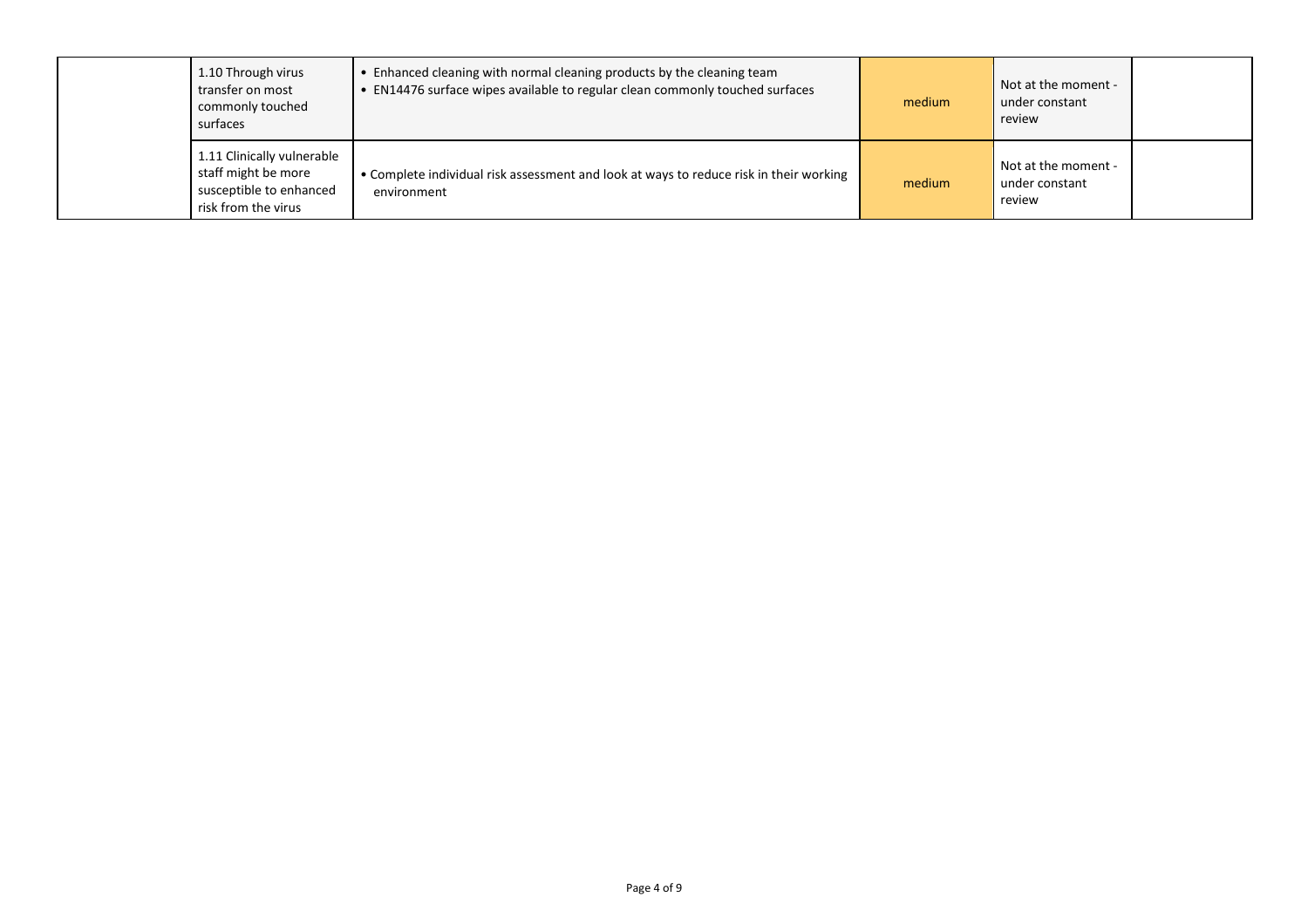| | | | | | |
|---|---|---|---|---|---|
| | 1.10 Through virus transfer on most commonly touched surfaces | • Enhanced cleaning with normal cleaning products by the cleaning team<br>• EN14476 surface wipes available to regular clean commonly touched surfaces | medium | Not at the moment - under constant review | |
| | 1.11 Clinically vulnerable staff might be more susceptible to enhanced risk from the virus | • Complete individual risk assessment and look at ways to reduce risk in their working environment | medium | Not at the moment - under constant review | |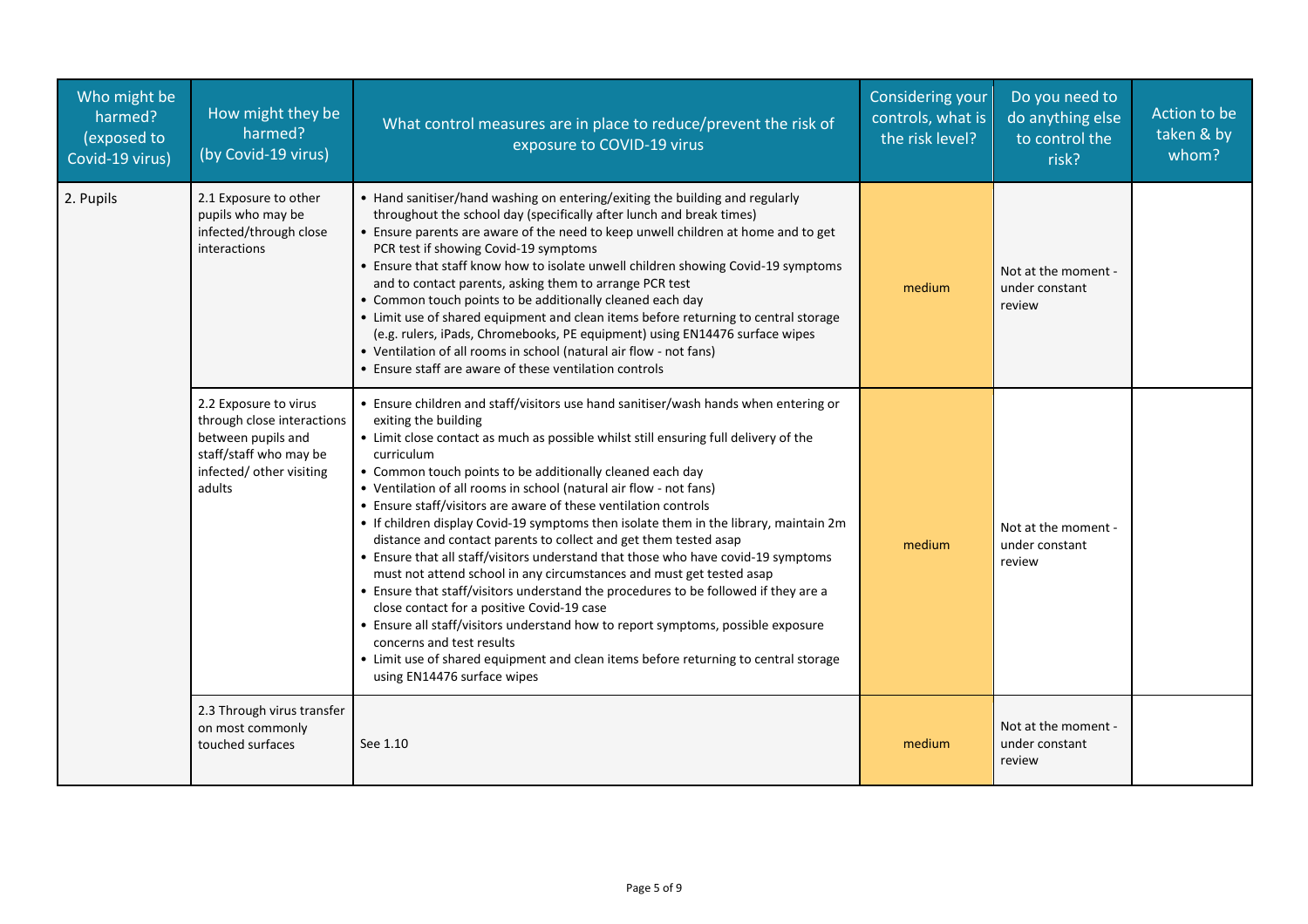| Who might be harmed? (exposed to Covid-19 virus) | How might they be harmed? (by Covid-19 virus) | What control measures are in place to reduce/prevent the risk of exposure to COVID-19 virus | Considering your controls, what is the risk level? | Do you need to do anything else to control the risk? | Action to be taken & by whom? |
|---|---|---|---|---|---|
| 2. Pupils | 2.1 Exposure to other pupils who may be infected/through close interactions | • Hand sanitiser/hand washing on entering/exiting the building and regularly throughout the school day (specifically after lunch and break times)<br>• Ensure parents are aware of the need to keep unwell children at home and to get PCR test if showing Covid-19 symptoms<br>• Ensure that staff know how to isolate unwell children showing Covid-19 symptoms and to contact parents, asking them to arrange PCR test<br>• Common touch points to be additionally cleaned each day<br>• Limit use of shared equipment and clean items before returning to central storage (e.g. rulers, iPads, Chromebooks, PE equipment) using EN14476 surface wipes<br>• Ventilation of all rooms in school (natural air flow - not fans)<br>• Ensure staff are aware of these ventilation controls | medium | Not at the moment - under constant review | |
| | 2.2 Exposure to virus through close interactions between pupils and staff/staff who may be infected/ other visiting adults | • Ensure children and staff/visitors use hand sanitiser/wash hands when entering or exiting the building<br>• Limit close contact as much as possible whilst still ensuring full delivery of the curriculum<br>• Common touch points to be additionally cleaned each day<br>• Ventilation of all rooms in school (natural air flow - not fans)<br>• Ensure staff/visitors are aware of these ventilation controls<br>• If children display Covid-19 symptoms then isolate them in the library, maintain 2m distance and contact parents to collect and get them tested asap<br>• Ensure that all staff/visitors understand that those who have covid-19 symptoms must not attend school in any circumstances and must get tested asap<br>• Ensure that staff/visitors understand the procedures to be followed if they are a close contact for a positive Covid-19 case<br>• Ensure all staff/visitors understand how to report symptoms, possible exposure concerns and test results<br>• Limit use of shared equipment and clean items before returning to central storage using EN14476 surface wipes | medium | Not at the moment - under constant review | |
| | 2.3 Through virus transfer on most commonly touched surfaces | See 1.10 | medium | Not at the moment - under constant review | |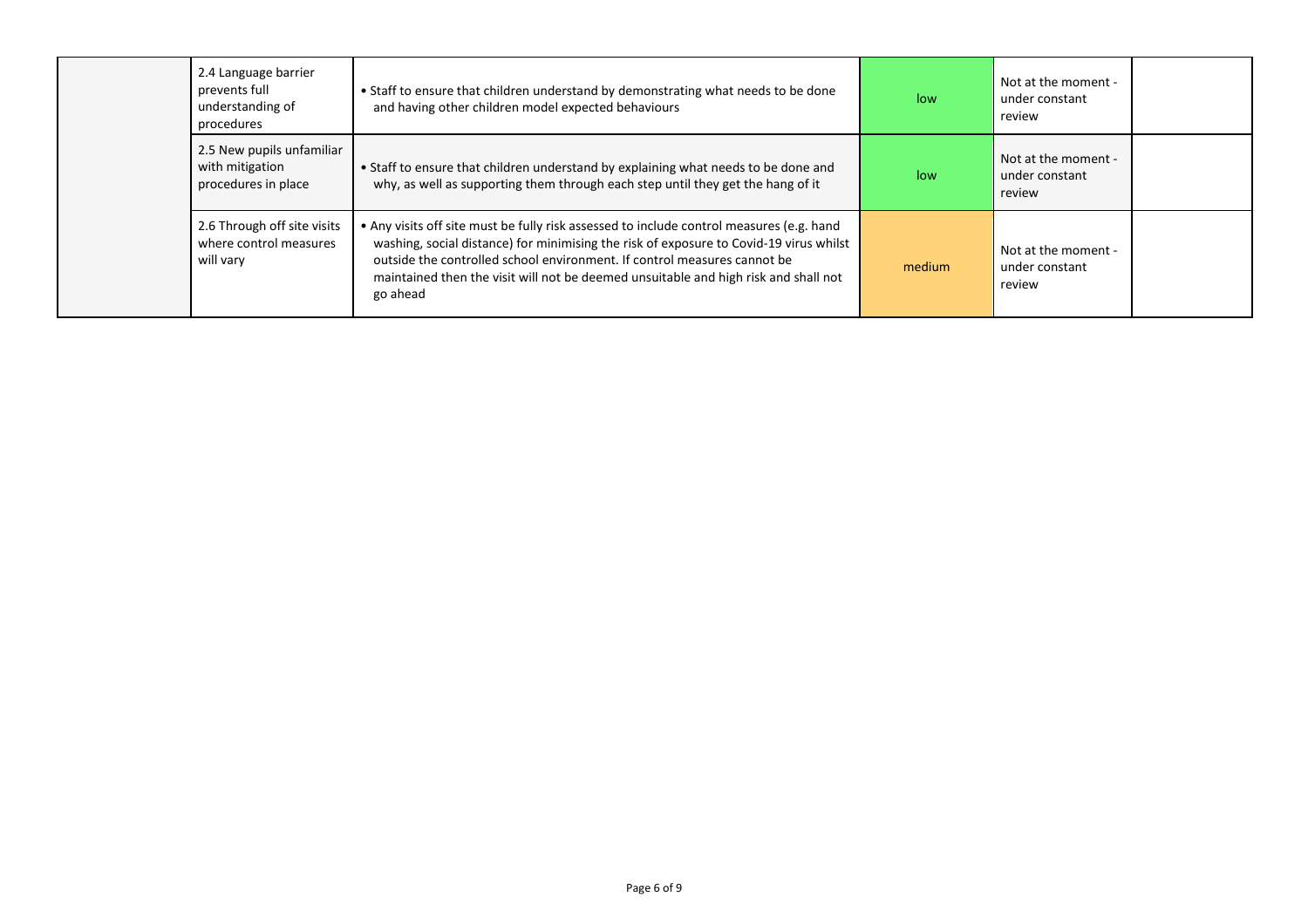| | | | | | |
|---|---|---|---|---|---|
| | 2.4 Language barrier prevents full understanding of procedures | • Staff to ensure that children understand by demonstrating what needs to be done and having other children model expected behaviours | low | Not at the moment - under constant review | |
| | 2.5 New pupils unfamiliar with mitigation procedures in place | • Staff to ensure that children understand by explaining what needs to be done and why, as well as supporting them through each step until they get the hang of it | low | Not at the moment - under constant review | |
| | 2.6 Through off site visits where control measures will vary | • Any visits off site must be fully risk assessed to include control measures (e.g. hand washing, social distance) for minimising the risk of exposure to Covid-19 virus whilst outside the controlled school environment. If control measures cannot be maintained then the visit will not be deemed unsuitable and high risk and shall not go ahead | medium | Not at the moment - under constant review | |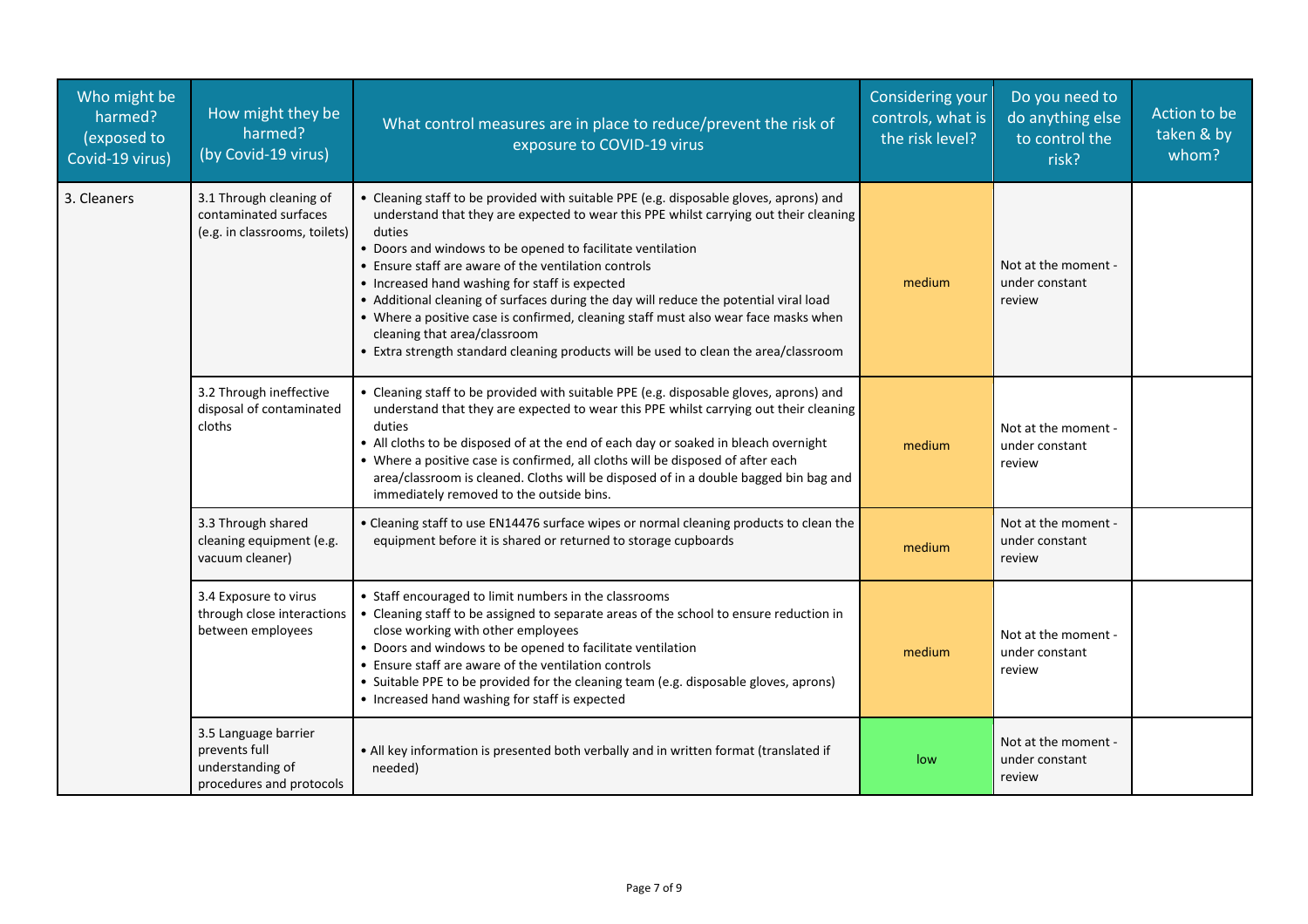| Who might be harmed? (exposed to Covid-19 virus) | How might they be harmed? (by Covid-19 virus) | What control measures are in place to reduce/prevent the risk of exposure to COVID-19 virus | Considering your controls, what is the risk level? | Do you need to do anything else to control the risk? | Action to be taken & by whom? |
|---|---|---|---|---|---|
| 3. Cleaners | 3.1 Through cleaning of contaminated surfaces (e.g. in classrooms, toilets) | • Cleaning staff to be provided with suitable PPE (e.g. disposable gloves, aprons) and understand that they are expected to wear this PPE whilst carrying out their cleaning duties<br>• Doors and windows to be opened to facilitate ventilation<br>• Ensure staff are aware of the ventilation controls<br>• Increased hand washing for staff is expected<br>• Additional cleaning of surfaces during the day will reduce the potential viral load<br>• Where a positive case is confirmed, cleaning staff must also wear face masks when cleaning that area/classroom<br>• Extra strength standard cleaning products will be used to clean the area/classroom | medium | Not at the moment - under constant review | |
| | 3.2 Through ineffective disposal of contaminated cloths | • Cleaning staff to be provided with suitable PPE (e.g. disposable gloves, aprons) and understand that they are expected to wear this PPE whilst carrying out their cleaning duties<br>• All cloths to be disposed of at the end of each day or soaked in bleach overnight<br>• Where a positive case is confirmed, all cloths will be disposed of after each area/classroom is cleaned. Cloths will be disposed of in a double bagged bin bag and immediately removed to the outside bins. | medium | Not at the moment - under constant review | |
| | 3.3 Through shared cleaning equipment (e.g. vacuum cleaner) | • Cleaning staff to use EN14476 surface wipes or normal cleaning products to clean the equipment before it is shared or returned to storage cupboards | medium | Not at the moment - under constant review | |
| | 3.4 Exposure to virus through close interactions between employees | • Staff encouraged to limit numbers in the classrooms<br>• Cleaning staff to be assigned to separate areas of the school to ensure reduction in close working with other employees<br>• Doors and windows to be opened to facilitate ventilation<br>• Ensure staff are aware of the ventilation controls<br>• Suitable PPE to be provided for the cleaning team (e.g. disposable gloves, aprons)<br>• Increased hand washing for staff is expected | medium | Not at the moment - under constant review | |
| | 3.5 Language barrier prevents full understanding of procedures and protocols | • All key information is presented both verbally and in written format (translated if needed) | low | Not at the moment - under constant review | |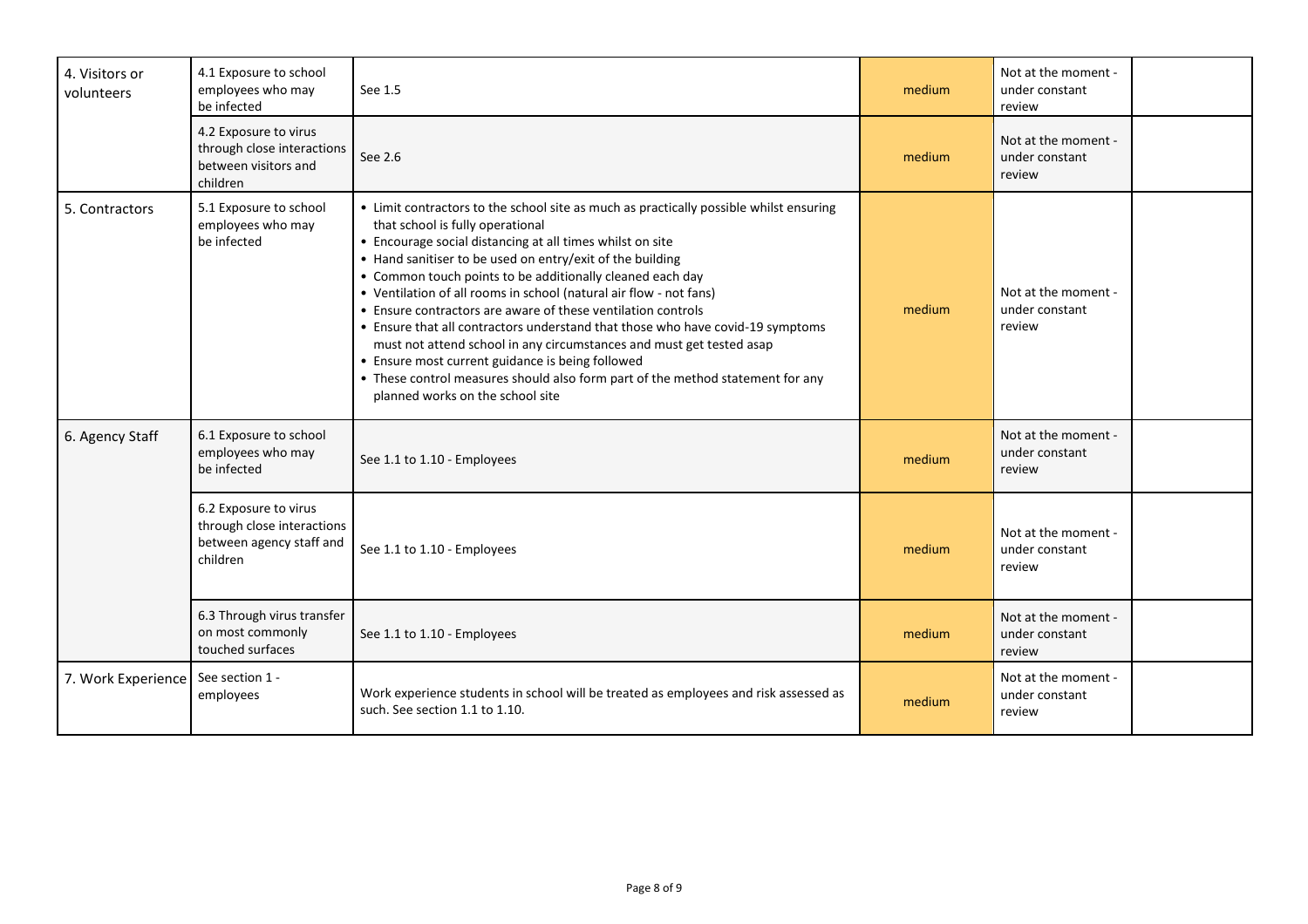| 4. Visitors or volunteers | 4.1 Exposure to school employees who may be infected | See 1.5 | medium | Not at the moment - under constant review | |
|---|---|---|---|---|---|
| | 4.2 Exposure to virus through close interactions between visitors and children | See 2.6 | medium | Not at the moment - under constant review | |
| 5. Contractors | 5.1 Exposure to school employees who may be infected | • Limit contractors to the school site as much as practically possible whilst ensuring that school is fully operational<br>• Encourage social distancing at all times whilst on site<br>• Hand sanitiser to be used on entry/exit of the building<br>• Common touch points to be additionally cleaned each day<br>• Ventilation of all rooms in school (natural air flow - not fans)<br>• Ensure contractors are aware of these ventilation controls<br>• Ensure that all contractors understand that those who have covid-19 symptoms must not attend school in any circumstances and must get tested asap<br>• Ensure most current guidance is being followed<br>• These control measures should also form part of the method statement for any planned works on the school site | medium | Not at the moment - under constant review | |
| 6. Agency Staff | 6.1 Exposure to school employees who may be infected | See 1.1 to 1.10 - Employees | medium | Not at the moment - under constant review | |
| | 6.2 Exposure to virus through close interactions between agency staff and children | See 1.1 to 1.10 - Employees | medium | Not at the moment - under constant review | |
| | 6.3 Through virus transfer on most commonly touched surfaces | See 1.1 to 1.10 - Employees | medium | Not at the moment - under constant review | |
| 7. Work Experience | See section 1 - employees | Work experience students in school will be treated as employees and risk assessed as such. See section 1.1 to 1.10. | medium | Not at the moment - under constant review | |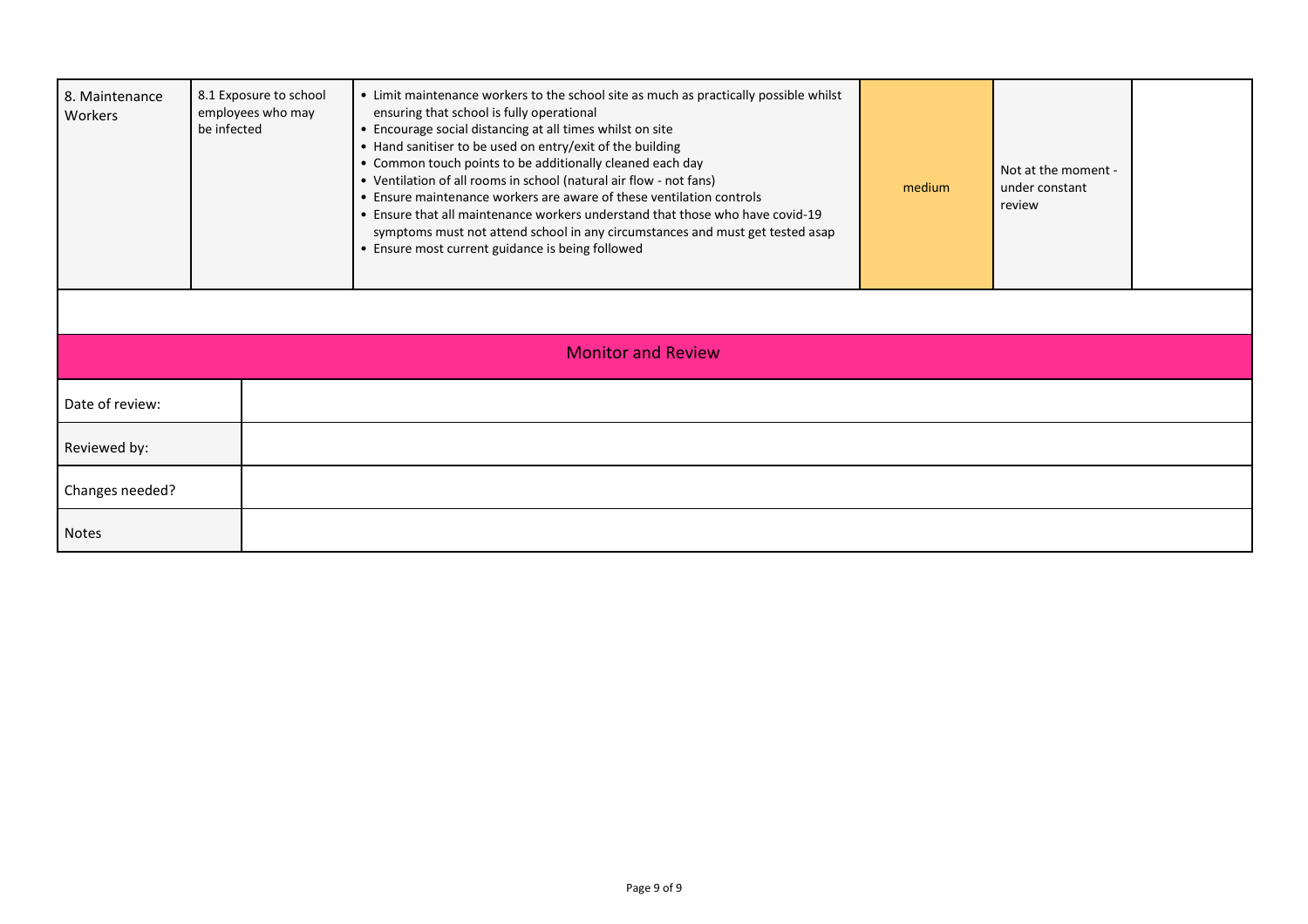| | | | | | |
|---|---|---|---|---|---|
| 8. Maintenance Workers | 8.1 Exposure to school employees who may be infected | • Limit maintenance workers to the school site as much as practically possible whilst ensuring that school is fully operational<br>• Encourage social distancing at all times whilst on site<br>• Hand sanitiser to be used on entry/exit of the building<br>• Common touch points to be additionally cleaned each day<br>• Ventilation of all rooms in school (natural air flow - not fans)<br>• Ensure maintenance workers are aware of these ventilation controls<br>• Ensure that all maintenance workers understand that those who have covid-19 symptoms must not attend school in any circumstances and must get tested asap<br>• Ensure most current guidance is being followed | medium | Not at the moment - under constant review | |

## Monitor and Review

| | |
|---|---|
| Date of review: | |
| Reviewed by: | |
| Changes needed? | |
| Notes | |